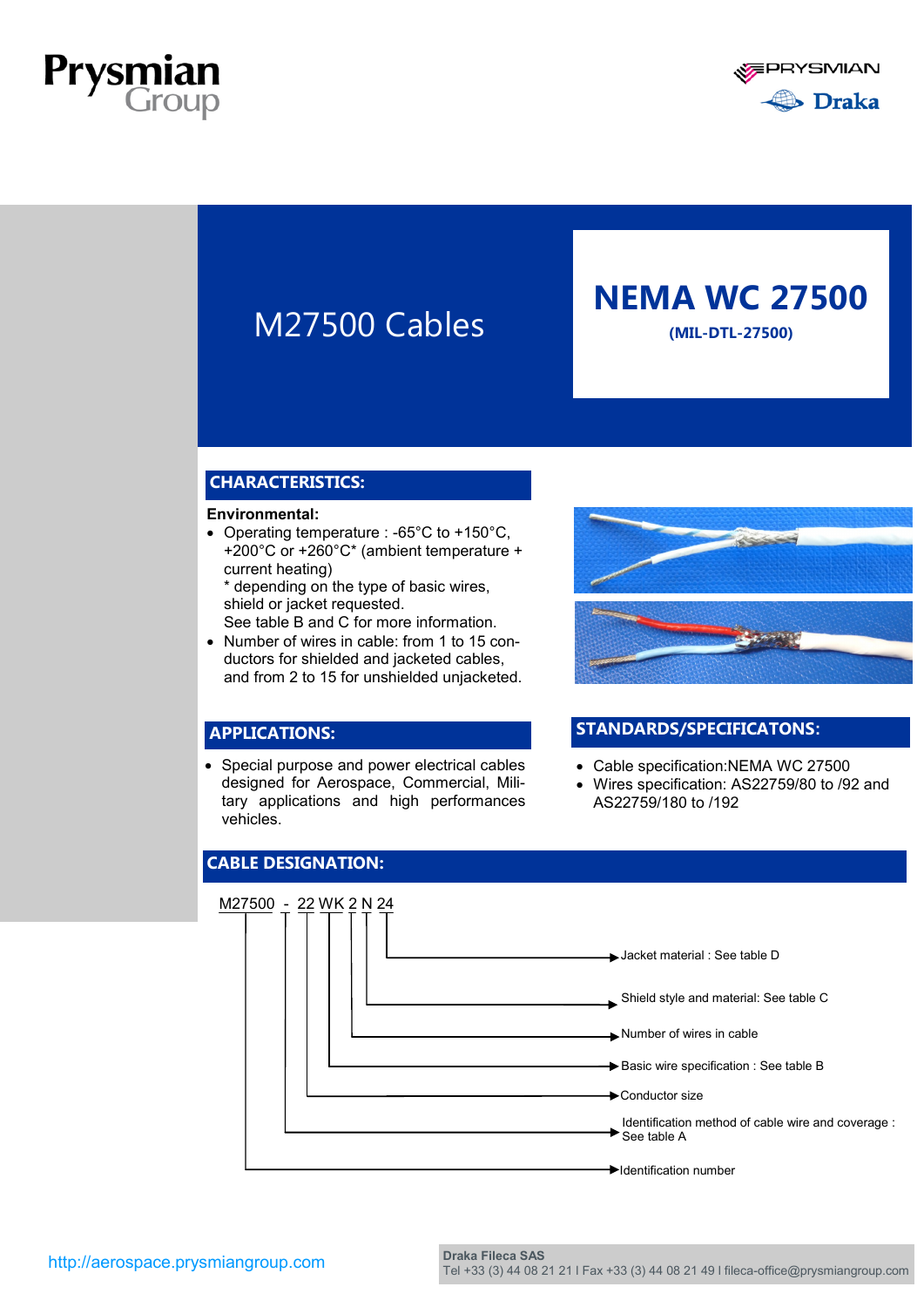# M27500 Cables

## NEMA WC 27500

**(MIL-DTL-27500)**

## CHARACTERISTICS:

**Environmental:**

- Operating temperature : -65°C to +150°C, +200°C or +260°C* (ambient temperature + current heating)
  * depending on the type of basic wires, shield or jacket requested.
  See table B and C for more information.
- Number of wires in cable: from 1 to 15 conductors for shielded and jacketed cables, and from 2 to 15 for unshielded unjacketed.

## APPLICATIONS:

- Special purpose and power electrical cables designed for Aerospace, Commercial, Military applications and high performances vehicles.

## STANDARDS/SPECIFICATONS:

- Cable specification:NEMA WC 27500
- Wires specification: AS22759/80 to /92 and AS22759/180 to /192

## CABLE DESIGNATION:

M27500 - 22 WK 2 N 24

- M27500 → Identification number
- - → Identification method of cable wire and coverage : See table A
- 22 → Conductor size
- WK → Basic wire specification : See table B
- 2 → Number of wires in cable
- N → Shield style and material: See table C
- 24 → Jacket material : See table D

http://aerospace.prysmiangroup.com

**Draka Fileca SAS**
Tel +33 (3) 44 08 21 21 I Fax +33 (3) 44 08 21 49 I fileca-office@prysmiangroup.com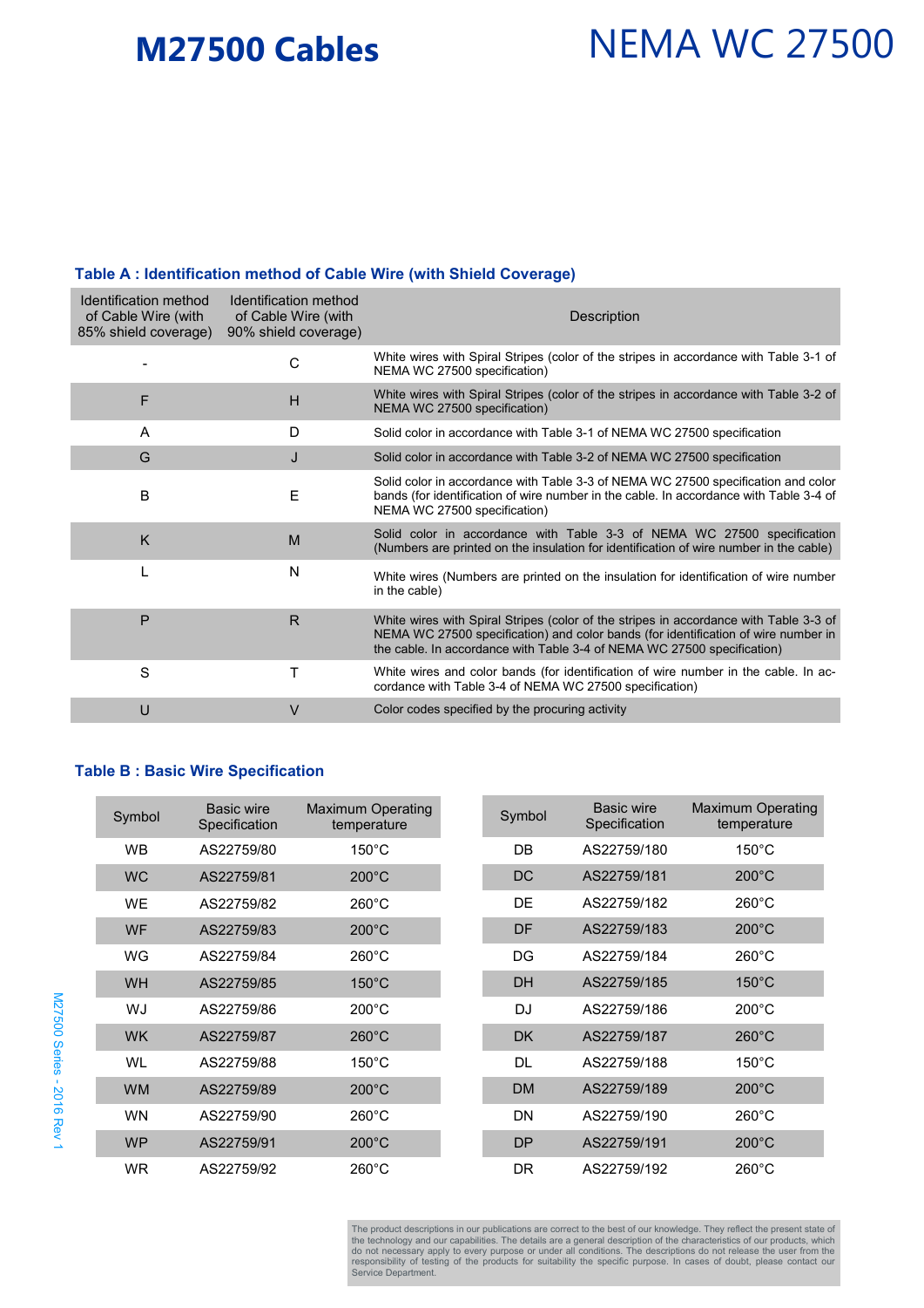# M27500 Cables

# NEMA WC 27500

### Table A : Identification method of Cable Wire (with Shield Coverage)

| Identification method of Cable Wire (with 85% shield coverage) | Identification method of Cable Wire (with 90% shield coverage) | Description |
|---|---|---|
| - | C | White wires with Spiral Stripes (color of the stripes in accordance with Table 3-1 of NEMA WC 27500 specification) |
| F | H | White wires with Spiral Stripes (color of the stripes in accordance with Table 3-2 of NEMA WC 27500 specification) |
| A | D | Solid color in accordance with Table 3-1 of NEMA WC 27500 specification |
| G | J | Solid color in accordance with Table 3-2 of NEMA WC 27500 specification |
| B | E | Solid color in accordance with Table 3-3 of NEMA WC 27500 specification and color bands (for identification of wire number in the cable. In accordance with Table 3-4 of NEMA WC 27500 specification) |
| K | M | Solid color in accordance with Table 3-3 of NEMA WC 27500 specification (Numbers are printed on the insulation for identification of wire number in the cable) |
| L | N | White wires (Numbers are printed on the insulation for identification of wire number in the cable) |
| P | R | White wires with Spiral Stripes (color of the stripes in accordance with Table 3-3 of NEMA WC 27500 specification) and color bands (for identification of wire number in the cable. In accordance with Table 3-4 of NEMA WC 27500 specification) |
| S | T | White wires and color bands (for identification of wire number in the cable. In accordance with Table 3-4 of NEMA WC 27500 specification) |
| U | V | Color codes specified by the procuring activity |

### Table B : Basic Wire Specification

| Symbol | Basic wire Specification | Maximum Operating temperature |
|---|---|---|
| WB | AS22759/80 | 150°C |
| WC | AS22759/81 | 200°C |
| WE | AS22759/82 | 260°C |
| WF | AS22759/83 | 200°C |
| WG | AS22759/84 | 260°C |
| WH | AS22759/85 | 150°C |
| WJ | AS22759/86 | 200°C |
| WK | AS22759/87 | 260°C |
| WL | AS22759/88 | 150°C |
| WM | AS22759/89 | 200°C |
| WN | AS22759/90 | 260°C |
| WP | AS22759/91 | 200°C |
| WR | AS22759/92 | 260°C |

| Symbol | Basic wire Specification | Maximum Operating temperature |
|---|---|---|
| DB | AS22759/180 | 150°C |
| DC | AS22759/181 | 200°C |
| DE | AS22759/182 | 260°C |
| DF | AS22759/183 | 200°C |
| DG | AS22759/184 | 260°C |
| DH | AS22759/185 | 150°C |
| DJ | AS22759/186 | 200°C |
| DK | AS22759/187 | 260°C |
| DL | AS22759/188 | 150°C |
| DM | AS22759/189 | 200°C |
| DN | AS22759/190 | 260°C |
| DP | AS22759/191 | 200°C |
| DR | AS22759/192 | 260°C |

The product descriptions in our publications are correct to the best of our knowledge. They reflect the present state of the technology and our capabilities. The details are a general description of the characteristics of our products, which do not necessary apply to every purpose or under all conditions. The descriptions do not release the user from the responsibility of testing of the products for suitability the specific purpose. In cases of doubt, please contact our Service Department.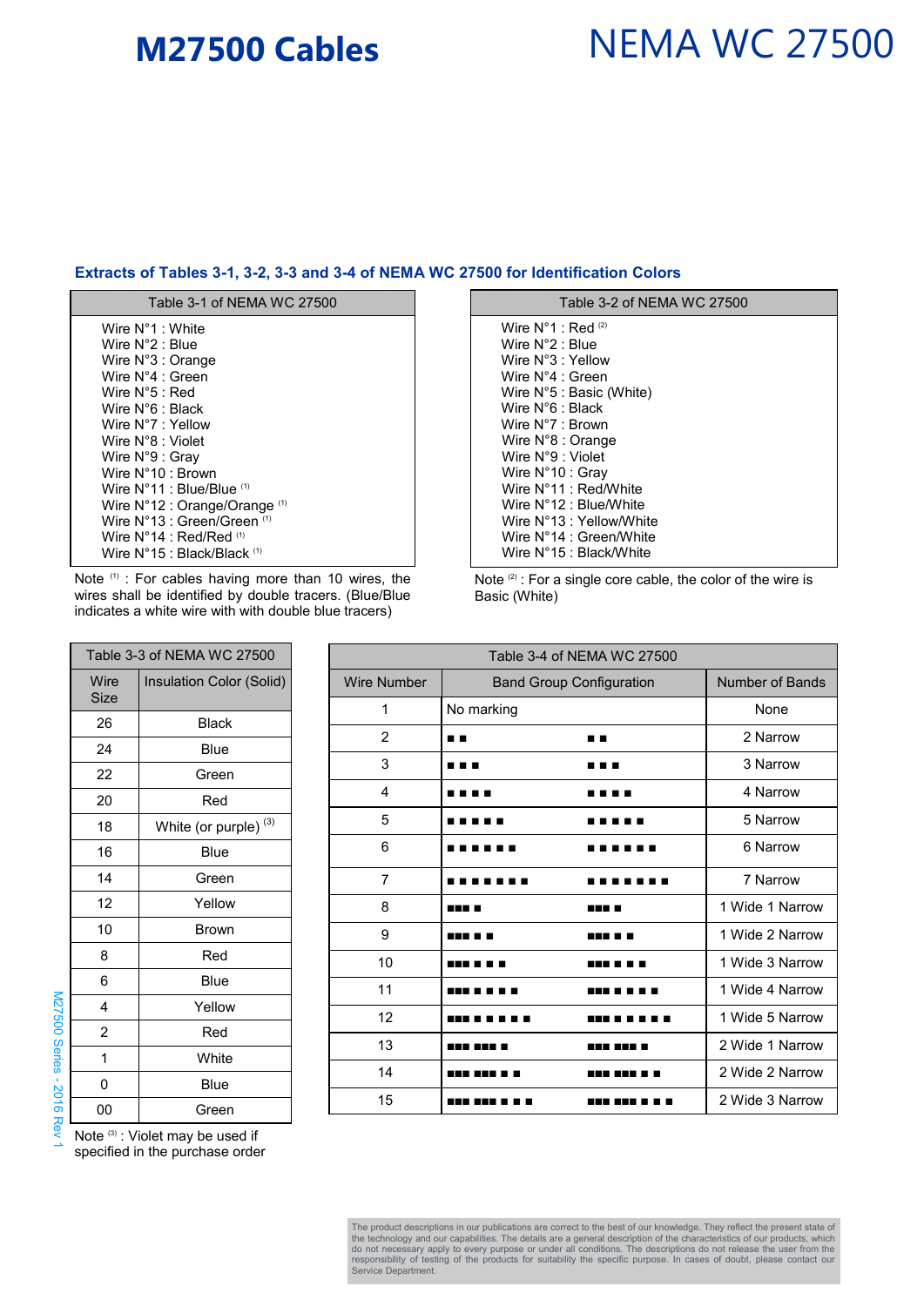# M27500 Cables

# NEMA WC 27500

### Extracts of Tables 3-1, 3-2, 3-3 and 3-4 of NEMA WC 27500 for Identification Colors

| Table 3-1 of NEMA WC 27500 |
| --- |
| Wire N°1 : White |
| Wire N°2 : Blue |
| Wire N°3 : Orange |
| Wire N°4 : Green |
| Wire N°5 : Red |
| Wire N°6 : Black |
| Wire N°7 : Yellow |
| Wire N°8 : Violet |
| Wire N°9 : Gray |
| Wire N°10 : Brown |
| Wire N°11 : Blue/Blue [(1)] |
| Wire N°12 : Orange/Orange [(1)] |
| Wire N°13 : Green/Green [(1)] |
| Wire N°14 : Red/Red [(1)] |
| Wire N°15 : Black/Black [(1)] |

Note [(1)] : For cables having more than 10 wires, the wires shall be identified by double tracers. (Blue/Blue indicates a white wire with with double blue tracers)

| Table 3-2 of NEMA WC 27500 |
| --- |
| Wire N°1 : Red [(2)] |
| Wire N°2 : Blue |
| Wire N°3 : Yellow |
| Wire N°4 : Green |
| Wire N°5 : Basic (White) |
| Wire N°6 : Black |
| Wire N°7 : Brown |
| Wire N°8 : Orange |
| Wire N°9 : Violet |
| Wire N°10 : Gray |
| Wire N°11 : Red/White |
| Wire N°12 : Blue/White |
| Wire N°13 : Yellow/White |
| Wire N°14 : Green/White |
| Wire N°15 : Black/White |

Note [(2)] : For a single core cable, the color of the wire is Basic (White)

| Table 3-3 of NEMA WC 27500 | |
| --- | --- |
| Wire Size | Insulation Color (Solid) |
| 26 | Black |
| 24 | Blue |
| 22 | Green |
| 20 | Red |
| 18 | White (or purple) [(3)] |
| 16 | Blue |
| 14 | Green |
| 12 | Yellow |
| 10 | Brown |
| 8 | Red |
| 6 | Blue |
| 4 | Yellow |
| 2 | Red |
| 1 | White |
| 0 | Blue |
| 00 | Green |

Note [(3)] : Violet may be used if specified in the purchase order

| Table 3-4 of NEMA WC 27500 | | | |
| --- | --- | --- | --- |
| Wire Number | Band Group Configuration | | Number of Bands |
| 1 | No marking | | None |
| 2 | ■ ■ | ■ ■ | 2 Narrow |
| 3 | ■ ■ ■ | ■ ■ ■ | 3 Narrow |
| 4 | ■ ■ ■ ■ | ■ ■ ■ ■ | 4 Narrow |
| 5 | ■ ■ ■ ■ ■ | ■ ■ ■ ■ ■ | 5 Narrow |
| 6 | ■ ■ ■ ■ ■ ■ | ■ ■ ■ ■ ■ ■ | 6 Narrow |
| 7 | ■ ■ ■ ■ ■ ■ ■ | ■ ■ ■ ■ ■ ■ ■ | 7 Narrow |
| 8 | ■■■ ■ | ■■■ ■ | 1 Wide 1 Narrow |
| 9 | ■■■ ■ ■ | ■■■ ■ ■ | 1 Wide 2 Narrow |
| 10 | ■■■ ■ ■ ■ | ■■■ ■ ■ ■ | 1 Wide 3 Narrow |
| 11 | ■■■ ■ ■ ■ ■ | ■■■ ■ ■ ■ ■ | 1 Wide 4 Narrow |
| 12 | ■■■ ■ ■ ■ ■ ■ | ■■■ ■ ■ ■ ■ ■ | 1 Wide 5 Narrow |
| 13 | ■■■ ■■■ ■ | ■■■ ■■■ ■ | 2 Wide 1 Narrow |
| 14 | ■■■ ■■■ ■ ■ | ■■■ ■■■ ■ ■ | 2 Wide 2 Narrow |
| 15 | ■■■ ■■■ ■ ■ ■ | ■■■ ■■■ ■ ■ ■ | 2 Wide 3 Narrow |

The product descriptions in our publications are correct to the best of our knowledge. They reflect the present state of the technology and our capabilities. The details are a general description of the characteristics of our products, which do not necessary apply to every purpose or under all conditions. The descriptions do not release the user from the responsibility of testing of the products for suitability the specific purpose. In cases of doubt, please contact our Service Department.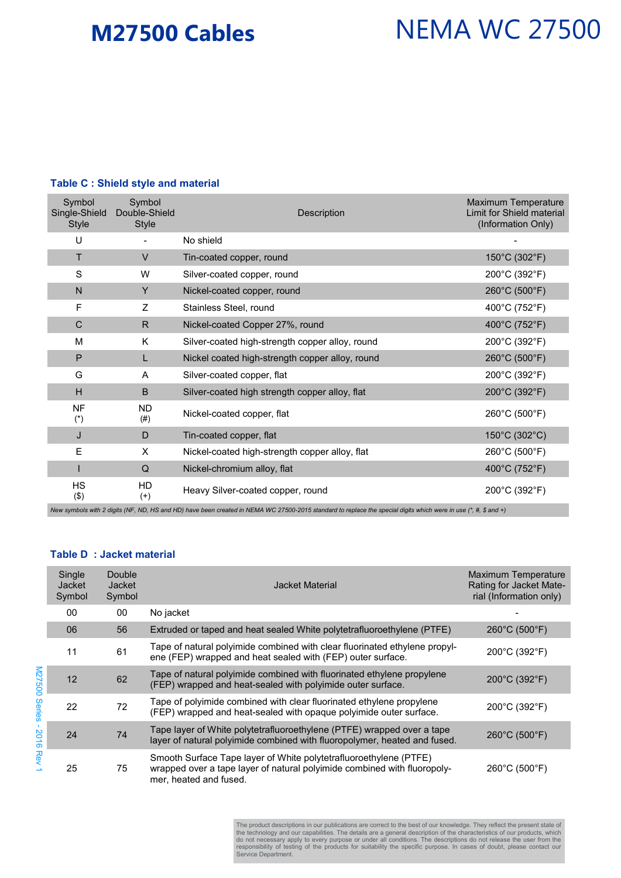### Table C : Shield style and material

| Symbol Single-Shield Style | Symbol Double-Shield Style | Description | Maximum Temperature Limit for Shield material (Information Only) |
|---|---|---|---|
| U | - | No shield | - |
| T | V | Tin-coated copper, round | 150°C (302°F) |
| S | W | Silver-coated copper, round | 200°C (392°F) |
| N | Y | Nickel-coated copper, round | 260°C (500°F) |
| F | Z | Stainless Steel, round | 400°C (752°F) |
| C | R | Nickel-coated Copper 27%, round | 400°C (752°F) |
| M | K | Silver-coated high-strength copper alloy, round | 200°C (392°F) |
| P | L | Nickel coated high-strength copper alloy, round | 260°C (500°F) |
| G | A | Silver-coated copper, flat | 200°C (392°F) |
| H | B | Silver-coated high strength copper alloy, flat | 200°C (392°F) |
| NF (*) | ND (#) | Nickel-coated copper, flat | 260°C (500°F) |
| J | D | Tin-coated copper, flat | 150°C (302°C) |
| E | X | Nickel-coated high-strength copper alloy, flat | 260°C (500°F) |
| I | Q | Nickel-chromium alloy, flat | 400°C (752°F) |
| HS ($) | HD (+) | Heavy Silver-coated copper, round | 200°C (392°F) |

*New symbols with 2 digits (NF, ND, HS and HD) have been created in NEMA WC 27500-2015 standard to replace the special digits which were in use (*, #, $ and +)*

### Table D : Jacket material

| Single Jacket Symbol | Double Jacket Symbol | Jacket Material | Maximum Temperature Rating for Jacket Material (Information only) |
|---|---|---|---|
| 00 | 00 | No jacket | - |
| 06 | 56 | Extruded or taped and heat sealed White polytetrafluoroethylene (PTFE) | 260°C (500°F) |
| 11 | 61 | Tape of natural polyimide combined with clear fluorinated ethylene propylene (FEP) wrapped and heat sealed with (FEP) outer surface. | 200°C (392°F) |
| 12 | 62 | Tape of natural polyimide combined with fluorinated ethylene propylene (FEP) wrapped and heat-sealed with polyimide outer surface. | 200°C (392°F) |
| 22 | 72 | Tape of polyimide combined with clear fluorinated ethylene propylene (FEP) wrapped and heat-sealed with opaque polyimide outer surface. | 200°C (392°F) |
| 24 | 74 | Tape layer of White polytetrafluoroethylene (PTFE) wrapped over a tape layer of natural polyimide combined with fluoropolymer, heated and fused. | 260°C (500°F) |
| 25 | 75 | Smooth Surface Tape layer of White polytetrafluoroethylene (PTFE) wrapped over a tape layer of natural polyimide combined with fluoropolymer, heated and fused. | 260°C (500°F) |

The product descriptions in our publications are correct to the best of our knowledge. They reflect the present state of the technology and our capabilities. The details are a general description of the characteristics of our products, which do not necessary apply to every purpose or under all conditions. The descriptions do not release the user from the responsibility of testing of the products for suitability the specific purpose. In cases of doubt, please contact our Service Department.